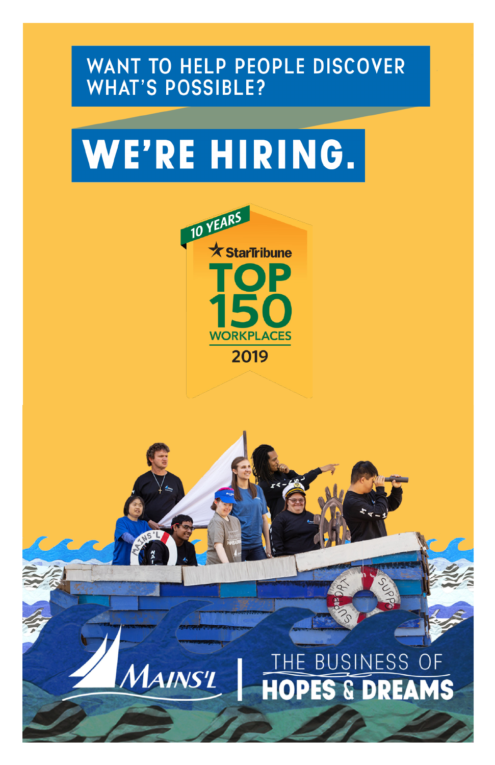WANT TO HELP PEOPLE DISCOVER WHAT'S POSSIBLE?

# WE'RE HIRING.

10 YEARS

StarTribune

TOP 150 WORKPLACES

2019

MAINS'L | THE BUSINESS OF **HOPES & DREAMS**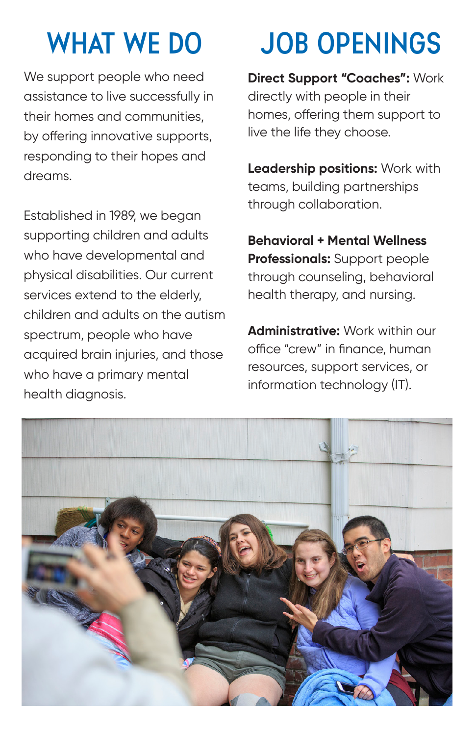# WHAT WE DO

We support people who need assistance to live successfully in their homes and communities, by offering innovative supports, responding to their hopes and dreams.

Established in 1989, we began supporting children and adults who have developmental and physical disabilities. Our current services extend to the elderly, children and adults on the autism spectrum, people who have acquired brain injuries, and those who have a primary mental health diagnosis.

# JOB OPENINGS

**Direct Support "Coaches":** Work directly with people in their homes, offering them support to live the life they choose.

**Leadership positions:** Work with teams, building partnerships through collaboration.

**Behavioral + Mental Wellness Professionals:** Support people through counseling, behavioral health therapy, and nursing.

**Administrative:** Work within our office "crew" in finance, human resources, support services, or information technology (IT).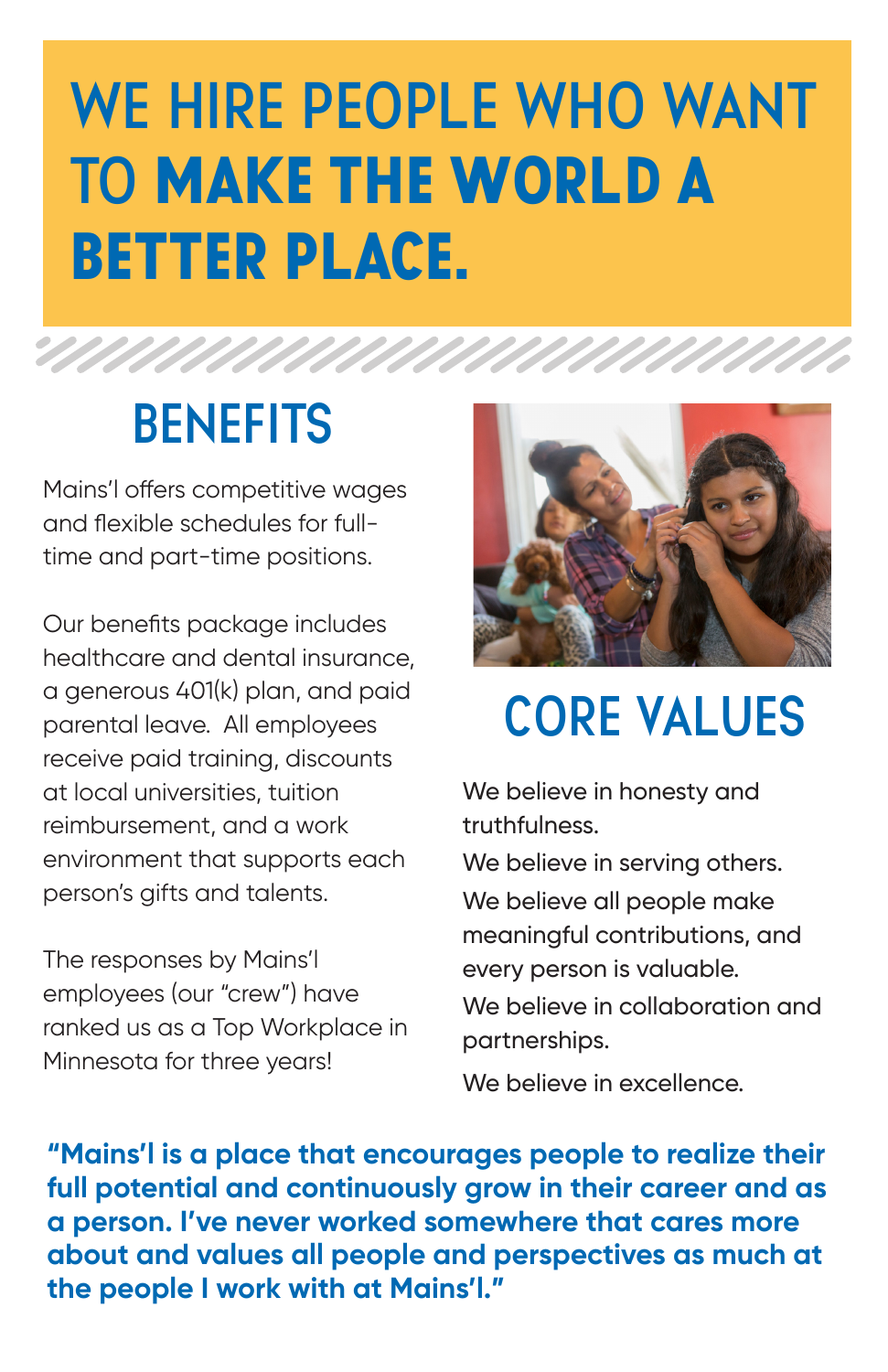# WE HIRE PEOPLE WHO WANT TO **MAKE THE WORLD A BETTER PLACE.**

## BENEFITS

Mains'l offers competitive wages and flexible schedules for full-time and part-time positions.

Our benefits package includes healthcare and dental insurance, a generous 401(k) plan, and paid parental leave. All employees receive paid training, discounts at local universities, tuition reimbursement, and a work environment that supports each person's gifts and talents.

The responses by Mains'l employees (our "crew") have ranked us as a Top Workplace in Minnesota for three years!

## CORE VALUES

We believe in honesty and truthfulness.

We believe in serving others.

We believe all people make meaningful contributions, and every person is valuable.

We believe in collaboration and partnerships.

We believe in excellence.

**"Mains'l is a place that encourages people to realize their full potential and continuously grow in their career and as a person. I've never worked somewhere that cares more about and values all people and perspectives as much at the people I work with at Mains'l."**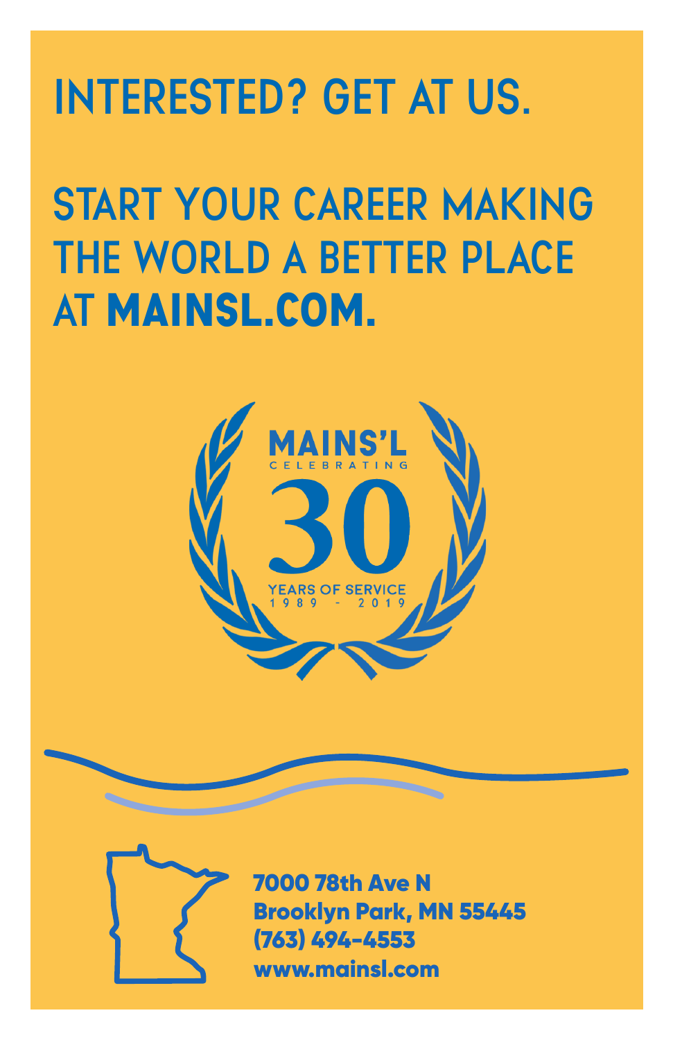# INTERESTED? GET AT US.

## START YOUR CAREER MAKING THE WORLD A BETTER PLACE AT **MAINSL.COM.**

MAINS'L

CELEBRATING

30

YEARS OF SERVICE

1989 - 2019

**7000 78th Ave N**
**Brooklyn Park, MN 55445**
**(763) 494-4553**
**www.mainsl.com**